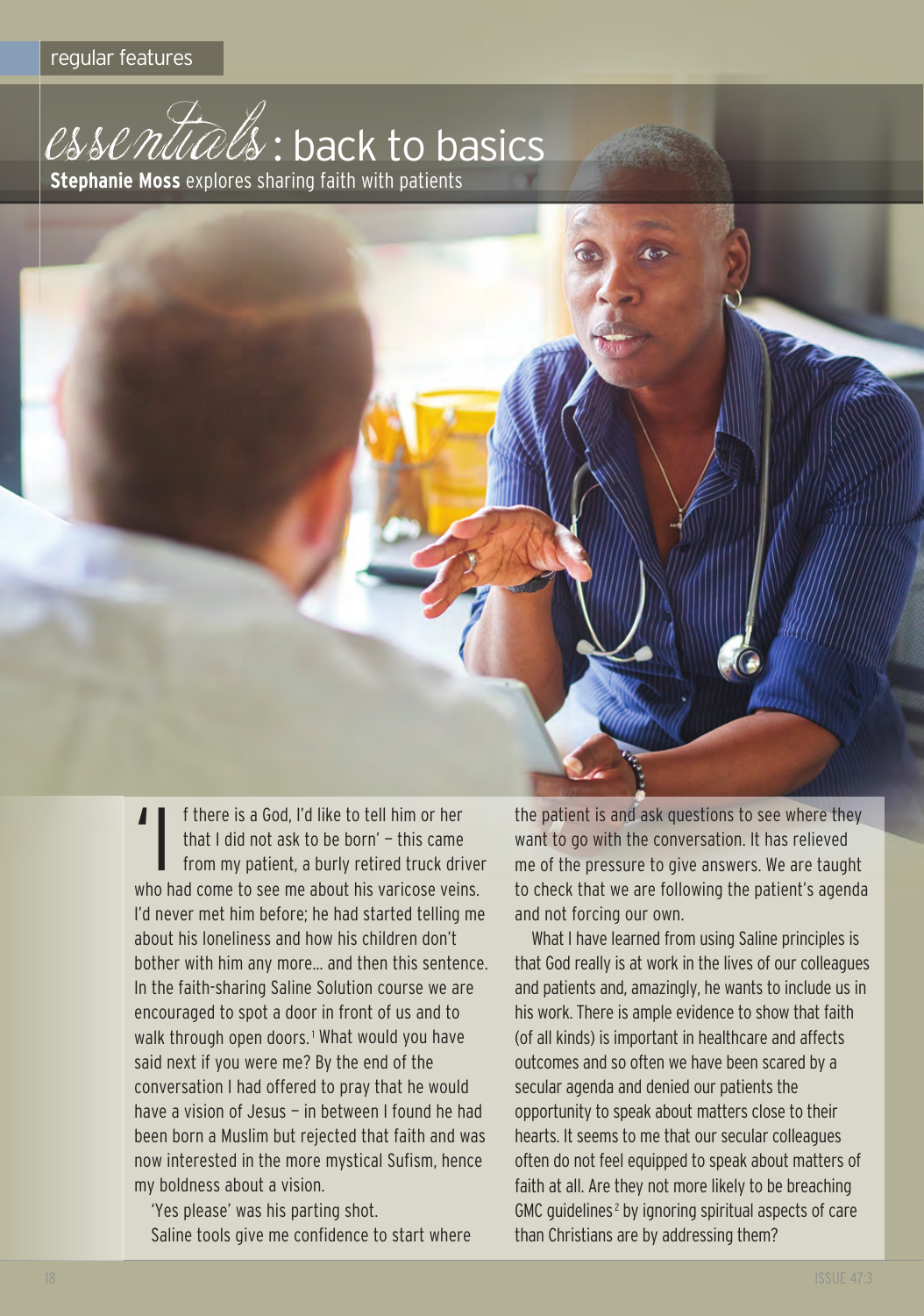# essentials: back to basics

**Stephanie Moss** explores sharing faith with patients

'If there is a God, I'd like to tell him or her that I did not ask to be born' – this came from my patient, a burly retired truck driver who had come to see me about his varicose veins. I'd never met him before; he had started telling me about his loneliness and how his children don't bother with him any more… and then this sentence. In the faith-sharing Saline Solution course we are encouraged to spot a door in front of us and to walk through open doors.[1] What would you have said next if you were me? By the end of the conversation I had offered to pray that he would have a vision of Jesus – in between I found he had been born a Muslim but rejected that faith and was now interested in the more mystical Sufism, hence my boldness about a vision.

'Yes please' was his parting shot.

Saline tools give me confidence to start where the patient is and ask questions to see where they want to go with the conversation. It has relieved me of the pressure to give answers. We are taught to check that we are following the patient's agenda and not forcing our own.

What I have learned from using Saline principles is that God really is at work in the lives of our colleagues and patients and, amazingly, he wants to include us in his work. There is ample evidence to show that faith (of all kinds) is important in healthcare and affects outcomes and so often we have been scared by a secular agenda and denied our patients the opportunity to speak about matters close to their hearts. It seems to me that our secular colleagues often do not feel equipped to speak about matters of faith at all. Are they not more likely to be breaching GMC guidelines[2] by ignoring spiritual aspects of care than Christians are by addressing them?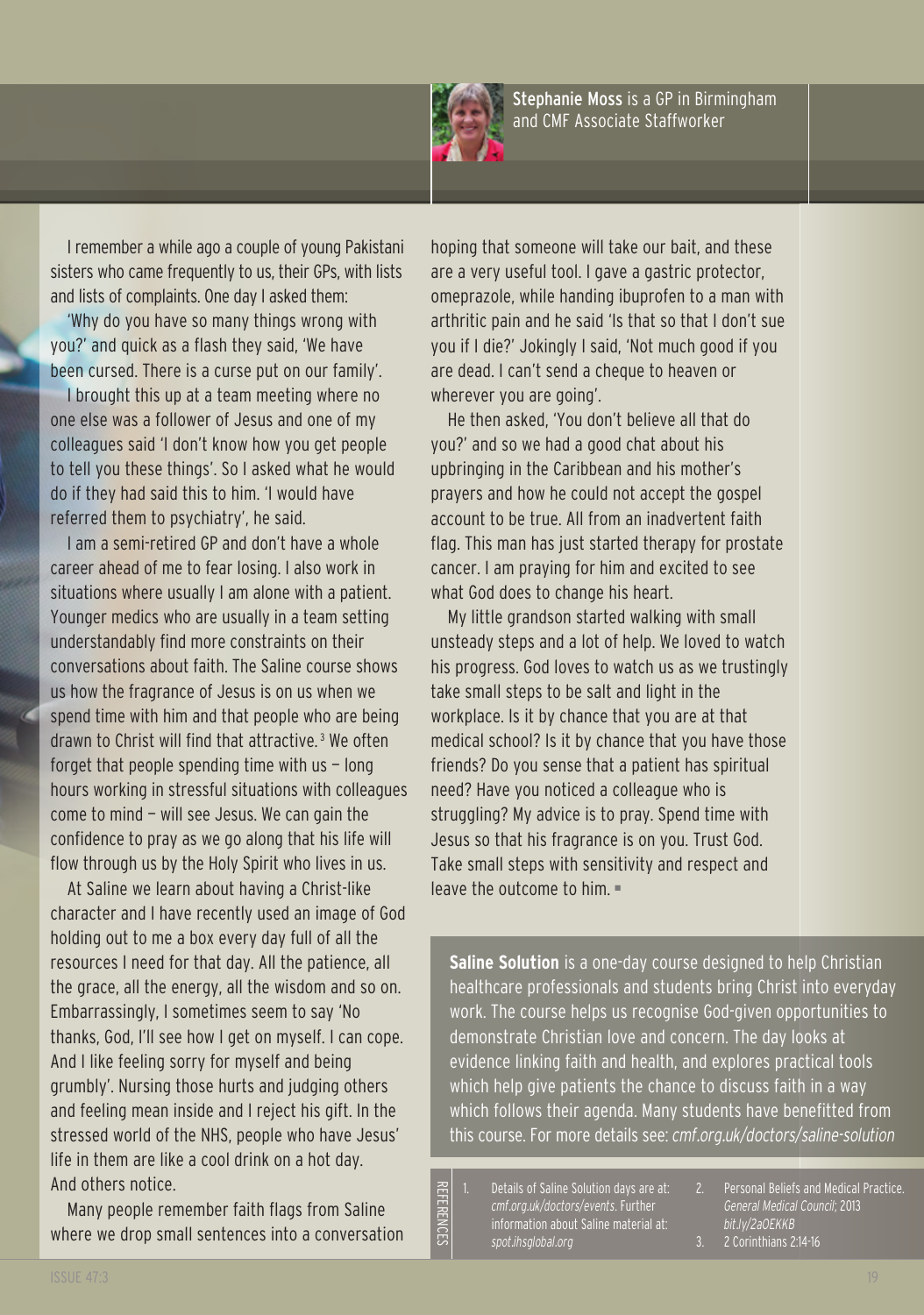**Stephanie Moss** is a GP in Birmingham and CMF Associate Staffworker

I remember a while ago a couple of young Pakistani sisters who came frequently to us, their GPs, with lists and lists of complaints. One day I asked them:

'Why do you have so many things wrong with you?' and quick as a flash they said, 'We have been cursed. There is a curse put on our family'.

I brought this up at a team meeting where no one else was a follower of Jesus and one of my colleagues said 'I don't know how you get people to tell you these things'. So I asked what he would do if they had said this to him. 'I would have referred them to psychiatry', he said.

I am a semi-retired GP and don't have a whole career ahead of me to fear losing. I also work in situations where usually I am alone with a patient. Younger medics who are usually in a team setting understandably find more constraints on their conversations about faith. The Saline course shows us how the fragrance of Jesus is on us when we spend time with him and that people who are being drawn to Christ will find that attractive.[3] We often forget that people spending time with us – long hours working in stressful situations with colleagues come to mind – will see Jesus. We can gain the confidence to pray as we go along that his life will flow through us by the Holy Spirit who lives in us.

At Saline we learn about having a Christ-like character and I have recently used an image of God holding out to me a box every day full of all the resources I need for that day. All the patience, all the grace, all the energy, all the wisdom and so on. Embarrassingly, I sometimes seem to say 'No thanks, God, I'll see how I get on myself. I can cope. And I like feeling sorry for myself and being grumbly'. Nursing those hurts and judging others and feeling mean inside and I reject his gift. In the stressed world of the NHS, people who have Jesus' life in them are like a cool drink on a hot day. And others notice.

Many people remember faith flags from Saline where we drop small sentences into a conversation hoping that someone will take our bait, and these are a very useful tool. I gave a gastric protector, omeprazole, while handing ibuprofen to a man with arthritic pain and he said 'Is that so that I don't sue you if I die?' Jokingly I said, 'Not much good if you are dead. I can't send a cheque to heaven or wherever you are going'.

He then asked, 'You don't believe all that do you?' and so we had a good chat about his upbringing in the Caribbean and his mother's prayers and how he could not accept the gospel account to be true. All from an inadvertent faith flag. This man has just started therapy for prostate cancer. I am praying for him and excited to see what God does to change his heart.

My little grandson started walking with small unsteady steps and a lot of help. We loved to watch his progress. God loves to watch us as we trustingly take small steps to be salt and light in the workplace. Is it by chance that you are at that medical school? Is it by chance that you have those friends? Do you sense that a patient has spiritual need? Have you noticed a colleague who is struggling? My advice is to pray. Spend time with Jesus so that his fragrance is on you. Trust God. Take small steps with sensitivity and respect and leave the outcome to him. ■

**Saline Solution** is a one-day course designed to help Christian healthcare professionals and students bring Christ into everyday work. The course helps us recognise God-given opportunities to demonstrate Christian love and concern. The day looks at evidence linking faith and health, and explores practical tools which help give patients the chance to discuss faith in a way which follows their agenda. Many students have benefitted from this course. For more details see: *cmf.org.uk/doctors/saline-solution*

REFERENCES

1. Details of Saline Solution days are at: *cmf.org.uk/doctors/events*. Further information about Saline material at: *spot.ihsglobal.org*
2. Personal Beliefs and Medical Practice. *General Medical Council*; 2013 *bit.ly/2aOEKKB*
3. 2 Corinthians 2:14-16